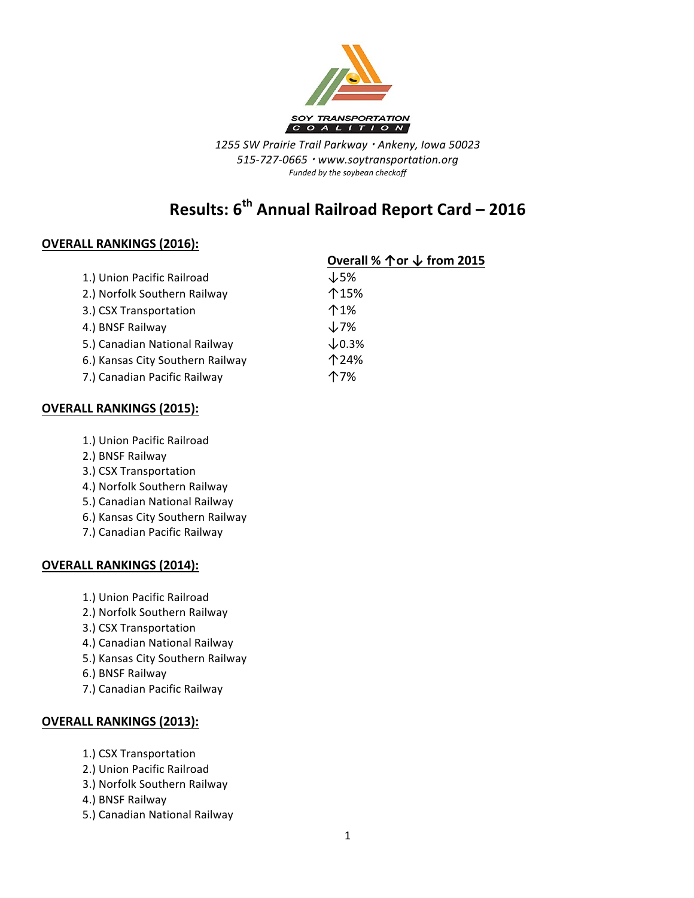SOY TRANSPORTATION COALITION

*1255 SW Prairie Trail Parkway · Ankeny, Iowa 50023*
*515-727-0665 · www.soytransportation.org*
*Funded by the soybean checkoff*

# Results: 6th Annual Railroad Report Card – 2016

## OVERALL RANKINGS (2016):

| Ranking | Overall % ↑or ↓ from 2015 |
| --- | --- |
| 1.) Union Pacific Railroad | ↓5% |
| 2.) Norfolk Southern Railway | ↑15% |
| 3.) CSX Transportation | ↑1% |
| 4.) BNSF Railway | ↓7% |
| 5.) Canadian National Railway | ↓0.3% |
| 6.) Kansas City Southern Railway | ↑24% |
| 7.) Canadian Pacific Railway | ↑7% |

## OVERALL RANKINGS (2015):

1.) Union Pacific Railroad
2.) BNSF Railway
3.) CSX Transportation
4.) Norfolk Southern Railway
5.) Canadian National Railway
6.) Kansas City Southern Railway
7.) Canadian Pacific Railway

## OVERALL RANKINGS (2014):

1.) Union Pacific Railroad
2.) Norfolk Southern Railway
3.) CSX Transportation
4.) Canadian National Railway
5.) Kansas City Southern Railway
6.) BNSF Railway
7.) Canadian Pacific Railway

## OVERALL RANKINGS (2013):

1.) CSX Transportation
2.) Union Pacific Railroad
3.) Norfolk Southern Railway
4.) BNSF Railway
5.) Canadian National Railway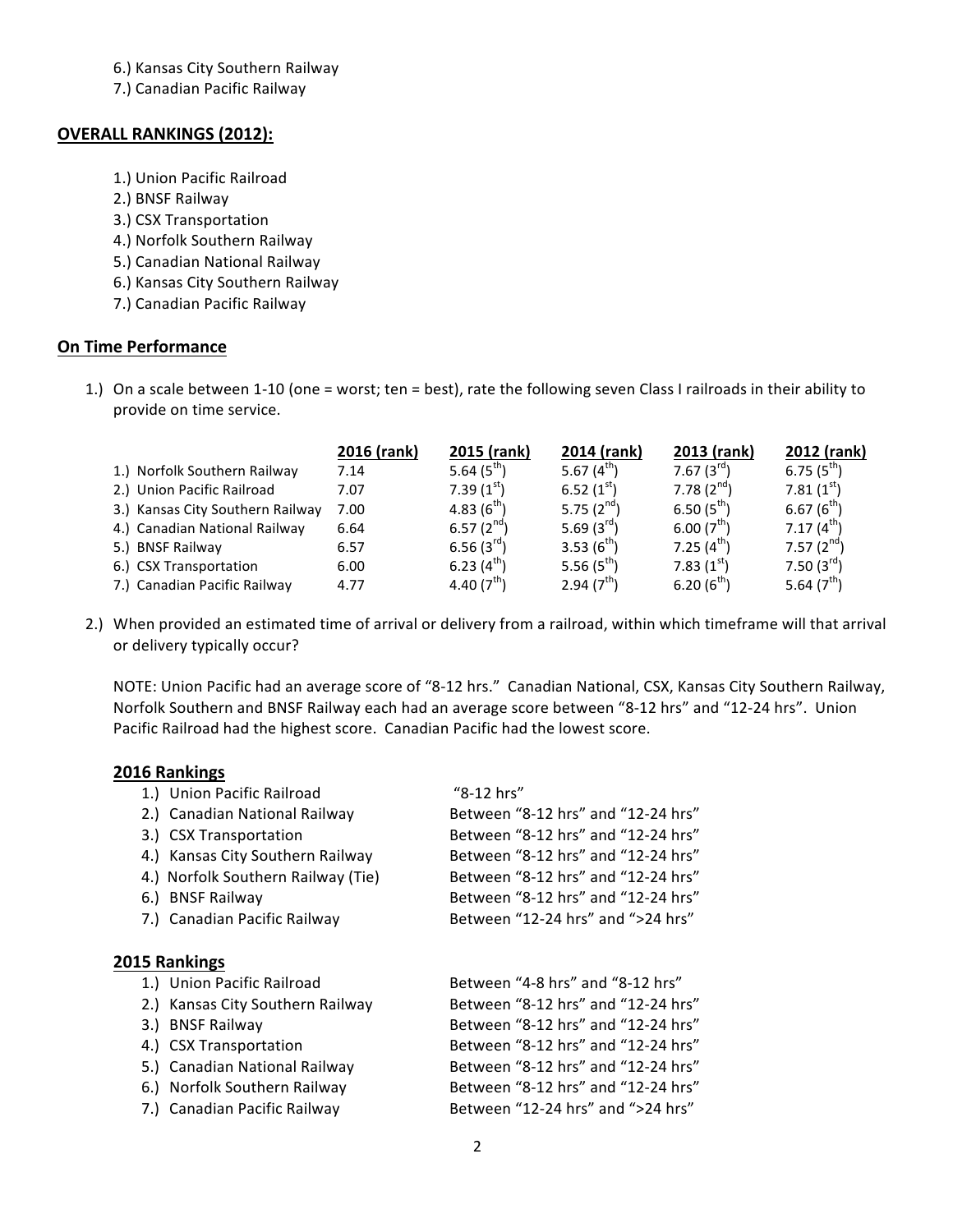6.) Kansas City Southern Railway
7.) Canadian Pacific Railway

## OVERALL RANKINGS (2012):

1.) Union Pacific Railroad
2.) BNSF Railway
3.) CSX Transportation
4.) Norfolk Southern Railway
5.) Canadian National Railway
6.) Kansas City Southern Railway
7.) Canadian Pacific Railway

## On Time Performance

1.) On a scale between 1-10 (one = worst; ten = best), rate the following seven Class I railroads in their ability to provide on time service.

| | 2016 (rank) | 2015 (rank) | 2014 (rank) | 2013 (rank) | 2012 (rank) |
|---|---|---|---|---|---|
| 1.) Norfolk Southern Railway | 7.14 | 5.64 (5th) | 5.67 (4th) | 7.67 (3rd) | 6.75 (5th) |
| 2.) Union Pacific Railroad | 7.07 | 7.39 (1st) | 6.52 (1st) | 7.78 (2nd) | 7.81 (1st) |
| 3.) Kansas City Southern Railway | 7.00 | 4.83 (6th) | 5.75 (2nd) | 6.50 (5th) | 6.67 (6th) |
| 4.) Canadian National Railway | 6.64 | 6.57 (2nd) | 5.69 (3rd) | 6.00 (7th) | 7.17 (4th) |
| 5.) BNSF Railway | 6.57 | 6.56 (3rd) | 3.53 (6th) | 7.25 (4th) | 7.57 (2nd) |
| 6.) CSX Transportation | 6.00 | 6.23 (4th) | 5.56 (5th) | 7.83 (1st) | 7.50 (3rd) |
| 7.) Canadian Pacific Railway | 4.77 | 4.40 (7th) | 2.94 (7th) | 6.20 (6th) | 5.64 (7th) |

2.) When provided an estimated time of arrival or delivery from a railroad, within which timeframe will that arrival or delivery typically occur?

NOTE: Union Pacific had an average score of "8-12 hrs." Canadian National, CSX, Kansas City Southern Railway, Norfolk Southern and BNSF Railway each had an average score between "8-12 hrs" and "12-24 hrs". Union Pacific Railroad had the highest score. Canadian Pacific had the lowest score.

### 2016 Rankings

| Railroad | Timeframe |
|---|---|
| 1.) Union Pacific Railroad | "8-12 hrs" |
| 2.) Canadian National Railway | Between "8-12 hrs" and "12-24 hrs" |
| 3.) CSX Transportation | Between "8-12 hrs" and "12-24 hrs" |
| 4.) Kansas City Southern Railway | Between "8-12 hrs" and "12-24 hrs" |
| 4.) Norfolk Southern Railway (Tie) | Between "8-12 hrs" and "12-24 hrs" |
| 6.) BNSF Railway | Between "8-12 hrs" and "12-24 hrs" |
| 7.) Canadian Pacific Railway | Between "12-24 hrs" and ">24 hrs" |

### 2015 Rankings

| Railroad | Timeframe |
|---|---|
| 1.) Union Pacific Railroad | Between "4-8 hrs" and "8-12 hrs" |
| 2.) Kansas City Southern Railway | Between "8-12 hrs" and "12-24 hrs" |
| 3.) BNSF Railway | Between "8-12 hrs" and "12-24 hrs" |
| 4.) CSX Transportation | Between "8-12 hrs" and "12-24 hrs" |
| 5.) Canadian National Railway | Between "8-12 hrs" and "12-24 hrs" |
| 6.) Norfolk Southern Railway | Between "8-12 hrs" and "12-24 hrs" |
| 7.) Canadian Pacific Railway | Between "12-24 hrs" and ">24 hrs" |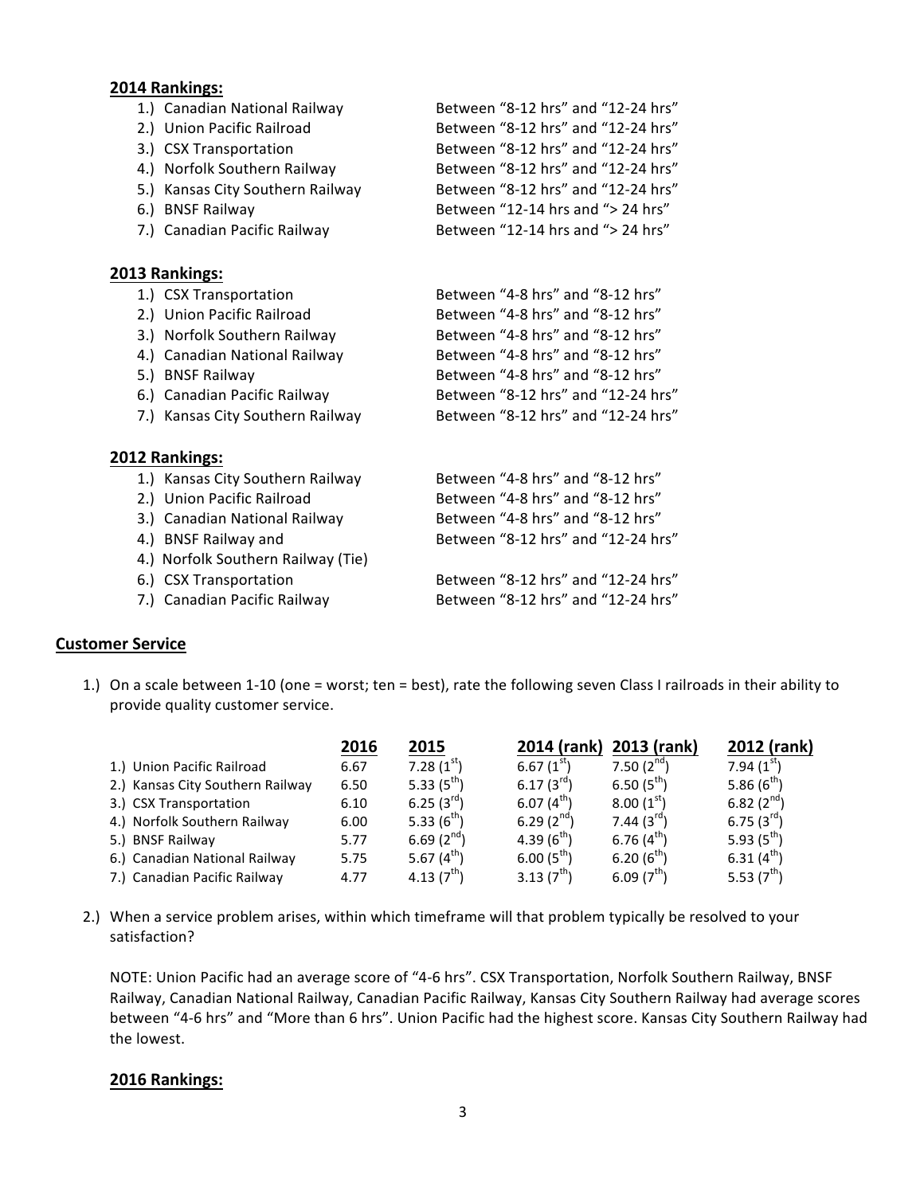**2014 Rankings:**

1.) Canadian National Railway — Between "8-12 hrs" and "12-24 hrs"
2.) Union Pacific Railroad — Between "8-12 hrs" and "12-24 hrs"
3.) CSX Transportation — Between "8-12 hrs" and "12-24 hrs"
4.) Norfolk Southern Railway — Between "8-12 hrs" and "12-24 hrs"
5.) Kansas City Southern Railway — Between "8-12 hrs" and "12-24 hrs"
6.) BNSF Railway — Between "12-14 hrs and "> 24 hrs"
7.) Canadian Pacific Railway — Between "12-14 hrs and "> 24 hrs"

**2013 Rankings:**

1.) CSX Transportation — Between "4-8 hrs" and "8-12 hrs"
2.) Union Pacific Railroad — Between "4-8 hrs" and "8-12 hrs"
3.) Norfolk Southern Railway — Between "4-8 hrs" and "8-12 hrs"
4.) Canadian National Railway — Between "4-8 hrs" and "8-12 hrs"
5.) BNSF Railway — Between "4-8 hrs" and "8-12 hrs"
6.) Canadian Pacific Railway — Between "8-12 hrs" and "12-24 hrs"
7.) Kansas City Southern Railway — Between "8-12 hrs" and "12-24 hrs"

**2012 Rankings:**

1.) Kansas City Southern Railway — Between "4-8 hrs" and "8-12 hrs"
2.) Union Pacific Railroad — Between "4-8 hrs" and "8-12 hrs"
3.) Canadian National Railway — Between "4-8 hrs" and "8-12 hrs"
4.) BNSF Railway and — Between "8-12 hrs" and "12-24 hrs"
4.) Norfolk Southern Railway (Tie)
6.) CSX Transportation — Between "8-12 hrs" and "12-24 hrs"
7.) Canadian Pacific Railway — Between "8-12 hrs" and "12-24 hrs"

## Customer Service

1.) On a scale between 1-10 (one = worst; ten = best), rate the following seven Class I railroads in their ability to provide quality customer service.

| | 2016 | 2015 | 2014 (rank) | 2013 (rank) | 2012 (rank) |
|---|---|---|---|---|---|
| 1.) Union Pacific Railroad | 6.67 | 7.28 (1st) | 6.67 (1st) | 7.50 (2nd) | 7.94 (1st) |
| 2.) Kansas City Southern Railway | 6.50 | 5.33 (5th) | 6.17 (3rd) | 6.50 (5th) | 5.86 (6th) |
| 3.) CSX Transportation | 6.10 | 6.25 (3rd) | 6.07 (4th) | 8.00 (1st) | 6.82 (2nd) |
| 4.) Norfolk Southern Railway | 6.00 | 5.33 (6th) | 6.29 (2nd) | 7.44 (3rd) | 6.75 (3rd) |
| 5.) BNSF Railway | 5.77 | 6.69 (2nd) | 4.39 (6th) | 6.76 (4th) | 5.93 (5th) |
| 6.) Canadian National Railway | 5.75 | 5.67 (4th) | 6.00 (5th) | 6.20 (6th) | 6.31 (4th) |
| 7.) Canadian Pacific Railway | 4.77 | 4.13 (7th) | 3.13 (7th) | 6.09 (7th) | 5.53 (7th) |

2.) When a service problem arises, within which timeframe will that problem typically be resolved to your satisfaction?

NOTE: Union Pacific had an average score of "4-6 hrs". CSX Transportation, Norfolk Southern Railway, BNSF Railway, Canadian National Railway, Canadian Pacific Railway, Kansas City Southern Railway had average scores between "4-6 hrs" and "More than 6 hrs". Union Pacific had the highest score. Kansas City Southern Railway had the lowest.

**2016 Rankings:**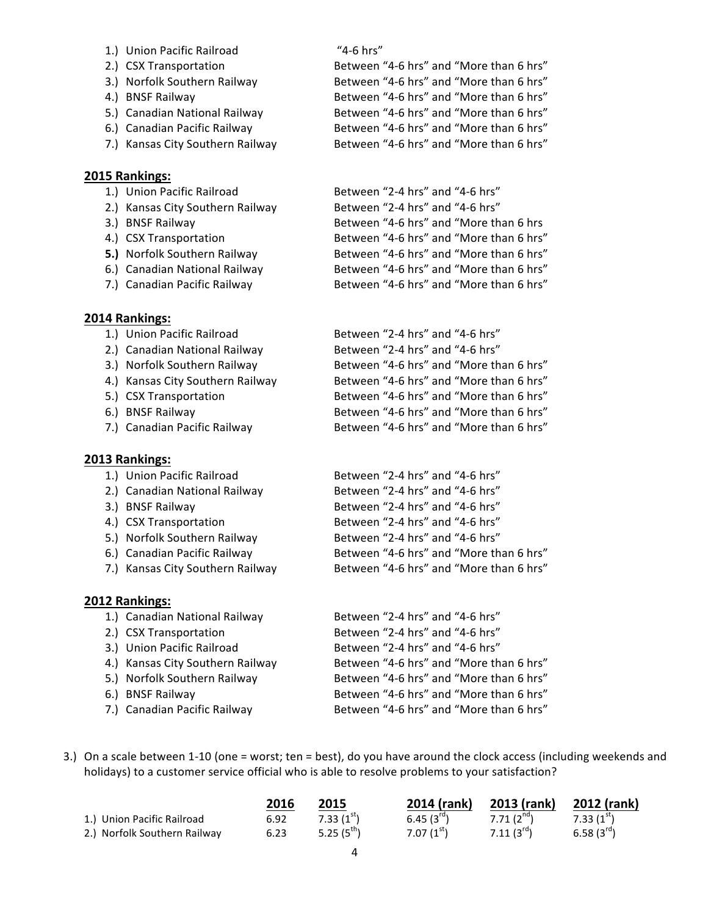1.) Union Pacific Railroad "4-6 hrs"
2.) CSX Transportation Between "4-6 hrs" and "More than 6 hrs"
3.) Norfolk Southern Railway Between "4-6 hrs" and "More than 6 hrs"
4.) BNSF Railway Between "4-6 hrs" and "More than 6 hrs"
5.) Canadian National Railway Between "4-6 hrs" and "More than 6 hrs"
6.) Canadian Pacific Railway Between "4-6 hrs" and "More than 6 hrs"
7.) Kansas City Southern Railway Between "4-6 hrs" and "More than 6 hrs"

**2015 Rankings:**

1.) Union Pacific Railroad Between "2-4 hrs" and "4-6 hrs"
2.) Kansas City Southern Railway Between "2-4 hrs" and "4-6 hrs"
3.) BNSF Railway Between "4-6 hrs" and "More than 6 hrs
4.) CSX Transportation Between "4-6 hrs" and "More than 6 hrs"
**5.)** Norfolk Southern Railway Between "4-6 hrs" and "More than 6 hrs"
6.) Canadian National Railway Between "4-6 hrs" and "More than 6 hrs"
7.) Canadian Pacific Railway Between "4-6 hrs" and "More than 6 hrs"

**2014 Rankings:**

1.) Union Pacific Railroad Between "2-4 hrs" and "4-6 hrs"
2.) Canadian National Railway Between "2-4 hrs" and "4-6 hrs"
3.) Norfolk Southern Railway Between "4-6 hrs" and "More than 6 hrs"
4.) Kansas City Southern Railway Between "4-6 hrs" and "More than 6 hrs"
5.) CSX Transportation Between "4-6 hrs" and "More than 6 hrs"
6.) BNSF Railway Between "4-6 hrs" and "More than 6 hrs"
7.) Canadian Pacific Railway Between "4-6 hrs" and "More than 6 hrs"

**2013 Rankings:**

1.) Union Pacific Railroad Between "2-4 hrs" and "4-6 hrs"
2.) Canadian National Railway Between "2-4 hrs" and "4-6 hrs"
3.) BNSF Railway Between "2-4 hrs" and "4-6 hrs"
4.) CSX Transportation Between "2-4 hrs" and "4-6 hrs"
5.) Norfolk Southern Railway Between "2-4 hrs" and "4-6 hrs"
6.) Canadian Pacific Railway Between "4-6 hrs" and "More than 6 hrs"
7.) Kansas City Southern Railway Between "4-6 hrs" and "More than 6 hrs"

**2012 Rankings:**

1.) Canadian National Railway Between "2-4 hrs" and "4-6 hrs"
2.) CSX Transportation Between "2-4 hrs" and "4-6 hrs"
3.) Union Pacific Railroad Between "2-4 hrs" and "4-6 hrs"
4.) Kansas City Southern Railway Between "4-6 hrs" and "More than 6 hrs"
5.) Norfolk Southern Railway Between "4-6 hrs" and "More than 6 hrs"
6.) BNSF Railway Between "4-6 hrs" and "More than 6 hrs"
7.) Canadian Pacific Railway Between "4-6 hrs" and "More than 6 hrs"

3.) On a scale between 1-10 (one = worst; ten = best), do you have around the clock access (including weekends and holidays) to a customer service official who is able to resolve problems to your satisfaction?

| | **2016** | **2015** | **2014 (rank)** | **2013 (rank)** | **2012 (rank)** |
|---|---|---|---|---|---|
| 1.) Union Pacific Railroad | 6.92 | 7.33 (1st) | 6.45 (3rd) | 7.71 (2nd) | 7.33 (1st) |
| 2.) Norfolk Southern Railway | 6.23 | 5.25 (5th) | 7.07 (1st) | 7.11 (3rd) | 6.58 (3rd) |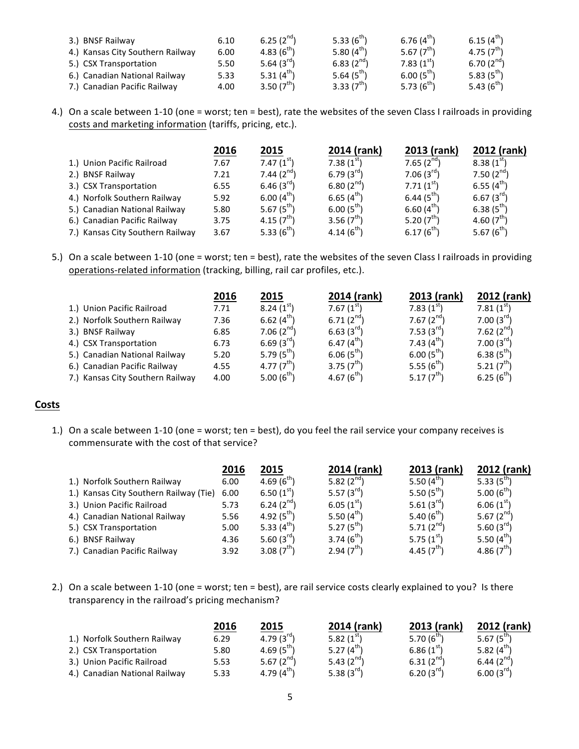| | | | | | |
|---|---|---|---|---|---|
| 3.) BNSF Railway | 6.10 | 6.25 (2nd) | 5.33 (6th) | 6.76 (4th) | 6.15 (4th) |
| 4.) Kansas City Southern Railway | 6.00 | 4.83 (6th) | 5.80 (4th) | 5.67 (7th) | 4.75 (7th) |
| 5.) CSX Transportation | 5.50 | 5.64 (3rd) | 6.83 (2nd) | 7.83 (1st) | 6.70 (2nd) |
| 6.) Canadian National Railway | 5.33 | 5.31 (4th) | 5.64 (5th) | 6.00 (5th) | 5.83 (5th) |
| 7.) Canadian Pacific Railway | 4.00 | 3.50 (7th) | 3.33 (7th) | 5.73 (6th) | 5.43 (6th) |

4.) On a scale between 1-10 (one = worst; ten = best), rate the websites of the seven Class I railroads in providing costs and marketing information (tariffs, pricing, etc.).

| | 2016 | 2015 | 2014 (rank) | 2013 (rank) | 2012 (rank) |
|---|---|---|---|---|---|
| 1.) Union Pacific Railroad | 7.67 | 7.47 (1st) | 7.38 (1st) | 7.65 (2nd) | 8.38 (1st) |
| 2.) BNSF Railway | 7.21 | 7.44 (2nd) | 6.79 (3rd) | 7.06 (3rd) | 7.50 (2nd) |
| 3.) CSX Transportation | 6.55 | 6.46 (3rd) | 6.80 (2nd) | 7.71 (1st) | 6.55 (4th) |
| 4.) Norfolk Southern Railway | 5.92 | 6.00 (4th) | 6.65 (4th) | 6.44 (5th) | 6.67 (3rd) |
| 5.) Canadian National Railway | 5.80 | 5.67 (5th) | 6.00 (5th) | 6.60 (4th) | 6.38 (5th) |
| 6.) Canadian Pacific Railway | 3.75 | 4.15 (7th) | 3.56 (7th) | 5.20 (7th) | 4.60 (7th) |
| 7.) Kansas City Southern Railway | 3.67 | 5.33 (6th) | 4.14 (6th) | 6.17 (6th) | 5.67 (6th) |

5.) On a scale between 1-10 (one = worst; ten = best), rate the websites of the seven Class I railroads in providing operations-related information (tracking, billing, rail car profiles, etc.).

| | 2016 | 2015 | 2014 (rank) | 2013 (rank) | 2012 (rank) |
|---|---|---|---|---|---|
| 1.) Union Pacific Railroad | 7.71 | 8.24 (1st) | 7.67 (1st) | 7.83 (1st) | 7.81 (1st) |
| 2.) Norfolk Southern Railway | 7.36 | 6.62 (4th) | 6.71 (2nd) | 7.67 (2nd) | 7.00 (3rd) |
| 3.) BNSF Railway | 6.85 | 7.06 (2nd) | 6.63 (3rd) | 7.53 (3rd) | 7.62 (2nd) |
| 4.) CSX Transportation | 6.73 | 6.69 (3rd) | 6.47 (4th) | 7.43 (4th) | 7.00 (3rd) |
| 5.) Canadian National Railway | 5.20 | 5.79 (5th) | 6.06 (5th) | 6.00 (5th) | 6.38 (5th) |
| 6.) Canadian Pacific Railway | 4.55 | 4.77 (7th) | 3.75 (7th) | 5.55 (6th) | 5.21 (7th) |
| 7.) Kansas City Southern Railway | 4.00 | 5.00 (6th) | 4.67 (6th) | 5.17 (7th) | 6.25 (6th) |

## Costs

1.) On a scale between 1-10 (one = worst; ten = best), do you feel the rail service your company receives is commensurate with the cost of that service?

| | 2016 | 2015 | 2014 (rank) | 2013 (rank) | 2012 (rank) |
|---|---|---|---|---|---|
| 1.) Norfolk Southern Railway | 6.00 | 4.69 (6th) | 5.82 (2nd) | 5.50 (4th) | 5.33 (5th) |
| 1.) Kansas City Southern Railway (Tie) | 6.00 | 6.50 (1st) | 5.57 (3rd) | 5.50 (5th) | 5.00 (6th) |
| 3.) Union Pacific Railroad | 5.73 | 6.24 (2nd) | 6.05 (1st) | 5.61 (3rd) | 6.06 (1st) |
| 4.) Canadian National Railway | 5.56 | 4.92 (5th) | 5.50 (4th) | 5.40 (6th) | 5.67 (2nd) |
| 5.) CSX Transportation | 5.00 | 5.33 (4th) | 5.27 (5th) | 5.71 (2nd) | 5.60 (3rd) |
| 6.) BNSF Railway | 4.36 | 5.60 (3rd) | 3.74 (6th) | 5.75 (1st) | 5.50 (4th) |
| 7.) Canadian Pacific Railway | 3.92 | 3.08 (7th) | 2.94 (7th) | 4.45 (7th) | 4.86 (7th) |

2.) On a scale between 1-10 (one = worst; ten = best), are rail service costs clearly explained to you? Is there transparency in the railroad's pricing mechanism?

| | 2016 | 2015 | 2014 (rank) | 2013 (rank) | 2012 (rank) |
|---|---|---|---|---|---|
| 1.) Norfolk Southern Railway | 6.29 | 4.79 (3rd) | 5.82 (1st) | 5.70 (6th) | 5.67 (5th) |
| 2.) CSX Transportation | 5.80 | 4.69 (5th) | 5.27 (4th) | 6.86 (1st) | 5.82 (4th) |
| 3.) Union Pacific Railroad | 5.53 | 5.67 (2nd) | 5.43 (2nd) | 6.31 (2nd) | 6.44 (2nd) |
| 4.) Canadian National Railway | 5.33 | 4.79 (4th) | 5.38 (3rd) | 6.20 (3rd) | 6.00 (3rd) |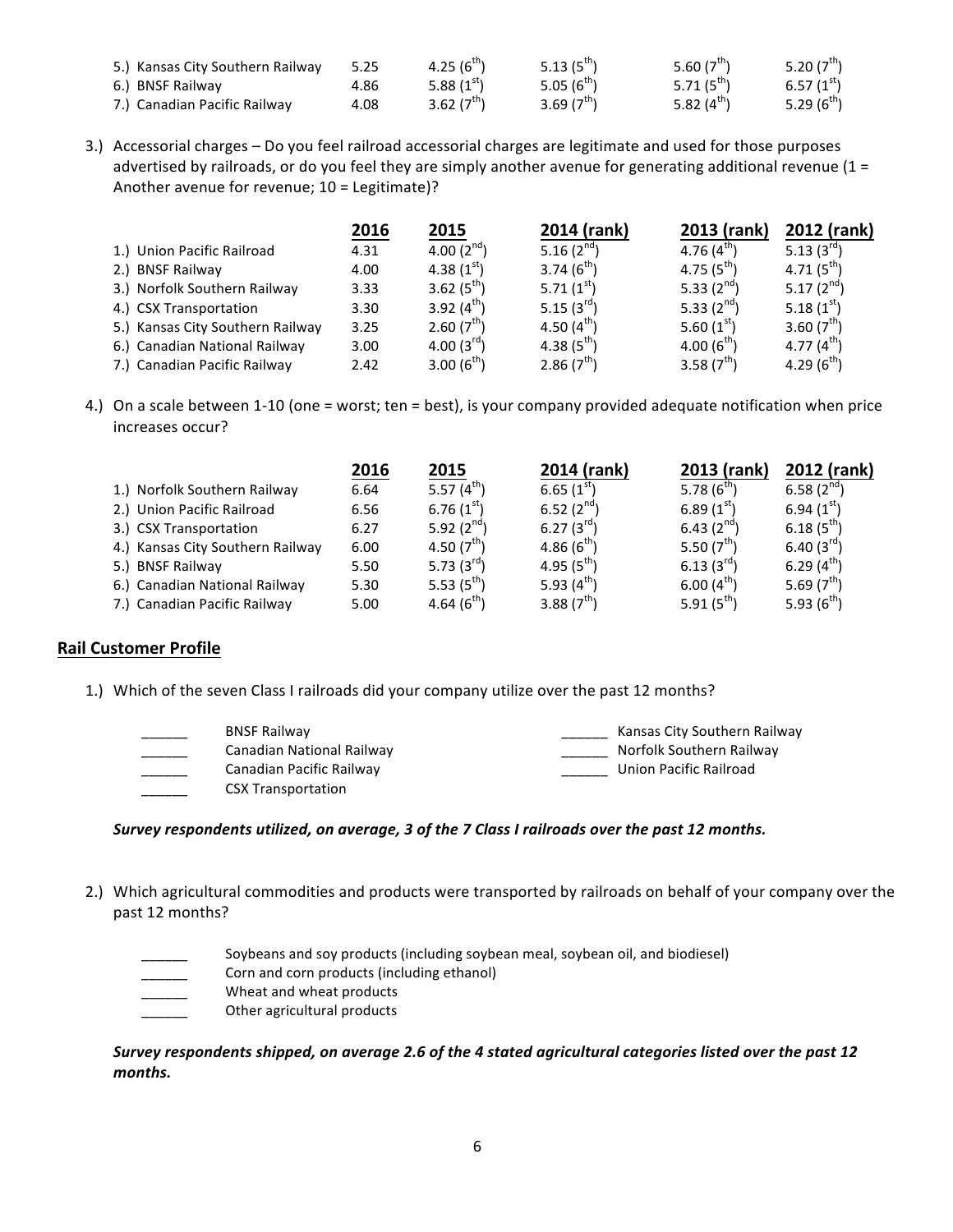| | | | | | |
|---|---|---|---|---|---|
| 5.) Kansas City Southern Railway | 5.25 | 4.25 (6th) | 5.13 (5th) | 5.60 (7th) | 5.20 (7th) |
| 6.) BNSF Railway | 4.86 | 5.88 (1st) | 5.05 (6th) | 5.71 (5th) | 6.57 (1st) |
| 7.) Canadian Pacific Railway | 4.08 | 3.62 (7th) | 3.69 (7th) | 5.82 (4th) | 5.29 (6th) |

3.) Accessorial charges – Do you feel railroad accessorial charges are legitimate and used for those purposes advertised by railroads, or do you feel they are simply another avenue for generating additional revenue (1 = Another avenue for revenue; 10 = Legitimate)?

| | 2016 | 2015 | 2014 (rank) | 2013 (rank) | 2012 (rank) |
|---|---|---|---|---|---|
| 1.) Union Pacific Railroad | 4.31 | 4.00 (2nd) | 5.16 (2nd) | 4.76 (4th) | 5.13 (3rd) |
| 2.) BNSF Railway | 4.00 | 4.38 (1st) | 3.74 (6th) | 4.75 (5th) | 4.71 (5th) |
| 3.) Norfolk Southern Railway | 3.33 | 3.62 (5th) | 5.71 (1st) | 5.33 (2nd) | 5.17 (2nd) |
| 4.) CSX Transportation | 3.30 | 3.92 (4th) | 5.15 (3rd) | 5.33 (2nd) | 5.18 (1st) |
| 5.) Kansas City Southern Railway | 3.25 | 2.60 (7th) | 4.50 (4th) | 5.60 (1st) | 3.60 (7th) |
| 6.) Canadian National Railway | 3.00 | 4.00 (3rd) | 4.38 (5th) | 4.00 (6th) | 4.77 (4th) |
| 7.) Canadian Pacific Railway | 2.42 | 3.00 (6th) | 2.86 (7th) | 3.58 (7th) | 4.29 (6th) |

4.) On a scale between 1-10 (one = worst; ten = best), is your company provided adequate notification when price increases occur?

| | 2016 | 2015 | 2014 (rank) | 2013 (rank) | 2012 (rank) |
|---|---|---|---|---|---|
| 1.) Norfolk Southern Railway | 6.64 | 5.57 (4th) | 6.65 (1st) | 5.78 (6th) | 6.58 (2nd) |
| 2.) Union Pacific Railroad | 6.56 | 6.76 (1st) | 6.52 (2nd) | 6.89 (1st) | 6.94 (1st) |
| 3.) CSX Transportation | 6.27 | 5.92 (2nd) | 6.27 (3rd) | 6.43 (2nd) | 6.18 (5th) |
| 4.) Kansas City Southern Railway | 6.00 | 4.50 (7th) | 4.86 (6th) | 5.50 (7th) | 6.40 (3rd) |
| 5.) BNSF Railway | 5.50 | 5.73 (3rd) | 4.95 (5th) | 6.13 (3rd) | 6.29 (4th) |
| 6.) Canadian National Railway | 5.30 | 5.53 (5th) | 5.93 (4th) | 6.00 (4th) | 5.69 (7th) |
| 7.) Canadian Pacific Railway | 5.00 | 4.64 (6th) | 3.88 (7th) | 5.91 (5th) | 5.93 (6th) |

## Rail Customer Profile

1.) Which of the seven Class I railroads did your company utilize over the past 12 months?

- ______ BNSF Railway
- ______ Canadian National Railway
- ______ Canadian Pacific Railway
- ______ CSX Transportation
- ______ Kansas City Southern Railway
- ______ Norfolk Southern Railway
- ______ Union Pacific Railroad

***Survey respondents utilized, on average, 3 of the 7 Class I railroads over the past 12 months.***

2.) Which agricultural commodities and products were transported by railroads on behalf of your company over the past 12 months?

- ______ Soybeans and soy products (including soybean meal, soybean oil, and biodiesel)
- ______ Corn and corn products (including ethanol)
- ______ Wheat and wheat products
- ______ Other agricultural products

***Survey respondents shipped, on average 2.6 of the 4 stated agricultural categories listed over the past 12 months.***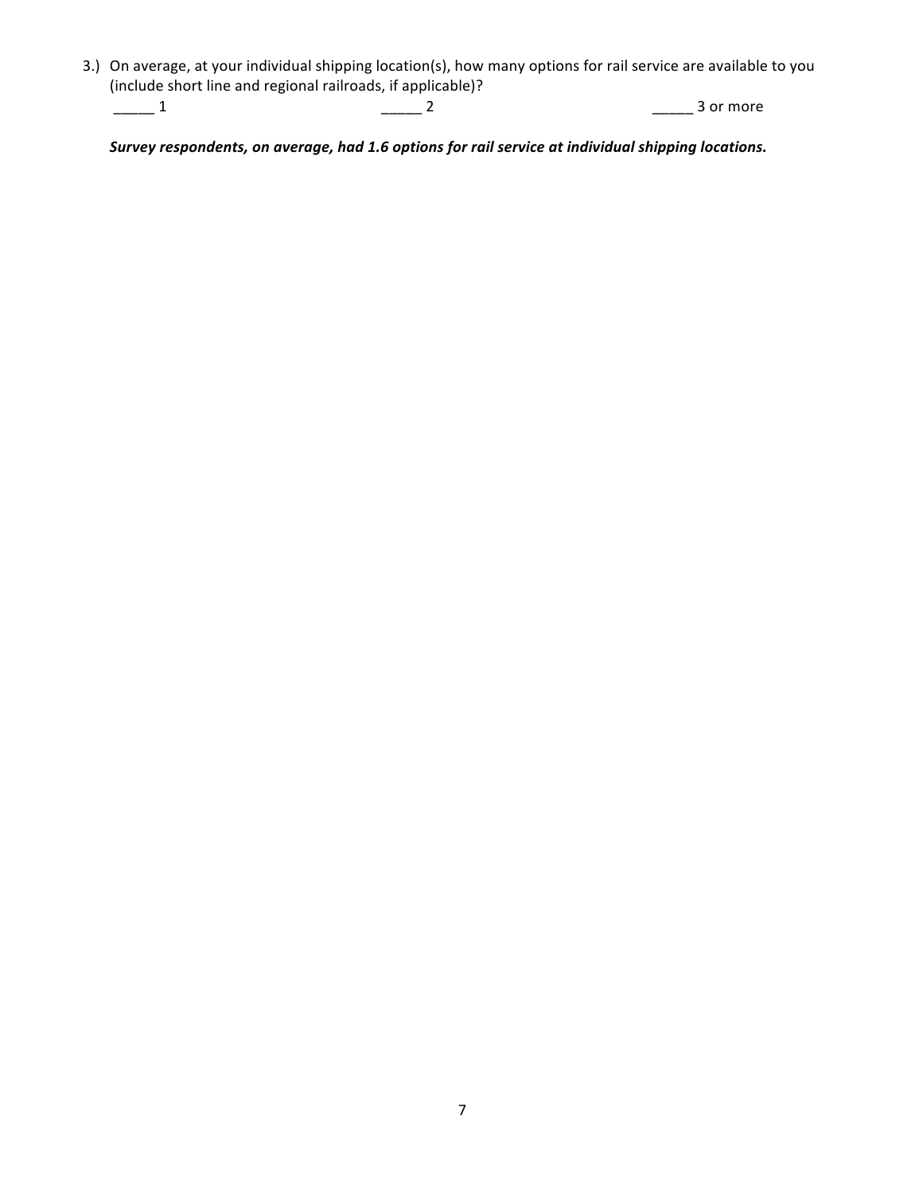3.) On average, at your individual shipping location(s), how many options for rail service are available to you (include short line and regional railroads, if applicable)?

_____ 1    _____ 2    _____ 3 or more

***Survey respondents, on average, had 1.6 options for rail service at individual shipping locations.***